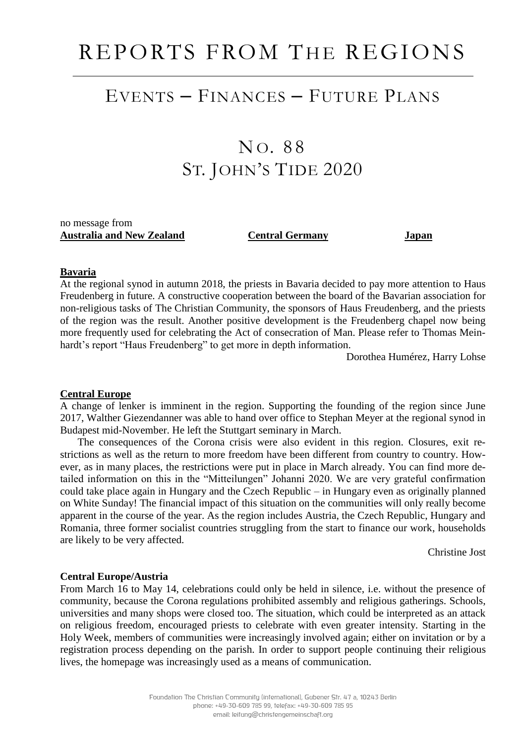# REPORTS FROM THE REGIONS

## EVENTS – FINANCES – FUTURE PLANS

## NO. 88
## ST. JOHN'S TIDE 2020

no message from
**Australia and New Zealand** **Central Germany** **Japan**

### Bavaria

At the regional synod in autumn 2018, the priests in Bavaria decided to pay more attention to Haus Freudenberg in future. A constructive cooperation between the board of the Bavarian association for non-religious tasks of The Christian Community, the sponsors of Haus Freudenberg, and the priests of the region was the result. Another positive development is the Freudenberg chapel now being more frequently used for celebrating the Act of consecration of Man. Please refer to Thomas Meinhardt's report "Haus Freudenberg" to get more in depth information.

Dorothea Humérez, Harry Lohse

### Central Europe

A change of lenker is imminent in the region. Supporting the founding of the region since June 2017, Walther Giezendanner was able to hand over office to Stephan Meyer at the regional synod in Budapest mid-November. He left the Stuttgart seminary in March.

The consequences of the Corona crisis were also evident in this region. Closures, exit restrictions as well as the return to more freedom have been different from country to country. However, as in many places, the restrictions were put in place in March already. You can find more detailed information on this in the "Mitteilungen" Johanni 2020. We are very grateful confirmation could take place again in Hungary and the Czech Republic – in Hungary even as originally planned on White Sunday! The financial impact of this situation on the communities will only really become apparent in the course of the year. As the region includes Austria, the Czech Republic, Hungary and Romania, three former socialist countries struggling from the start to finance our work, households are likely to be very affected.

Christine Jost

### Central Europe/Austria

From March 16 to May 14, celebrations could only be held in silence, i.e. without the presence of community, because the Corona regulations prohibited assembly and religious gatherings. Schools, universities and many shops were closed too. The situation, which could be interpreted as an attack on religious freedom, encouraged priests to celebrate with even greater intensity. Starting in the Holy Week, members of communities were increasingly involved again; either on invitation or by a registration process depending on the parish. In order to support people continuing their religious lives, the homepage was increasingly used as a means of communication.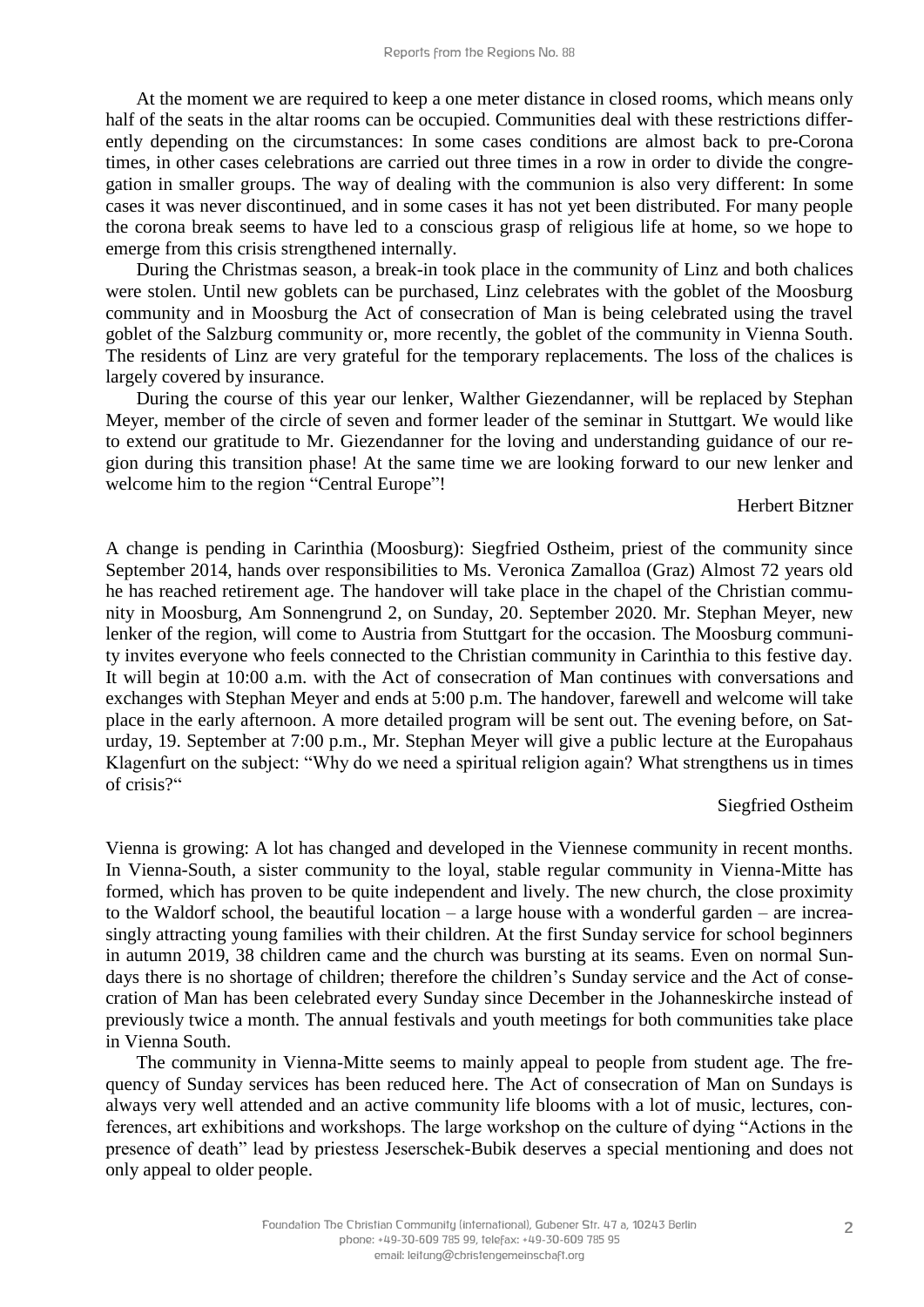At the moment we are required to keep a one meter distance in closed rooms, which means only half of the seats in the altar rooms can be occupied. Communities deal with these restrictions differently depending on the circumstances: In some cases conditions are almost back to pre-Corona times, in other cases celebrations are carried out three times in a row in order to divide the congregation in smaller groups. The way of dealing with the communion is also very different: In some cases it was never discontinued, and in some cases it has not yet been distributed. For many people the corona break seems to have led to a conscious grasp of religious life at home, so we hope to emerge from this crisis strengthened internally.

During the Christmas season, a break-in took place in the community of Linz and both chalices were stolen. Until new goblets can be purchased, Linz celebrates with the goblet of the Moosburg community and in Moosburg the Act of consecration of Man is being celebrated using the travel goblet of the Salzburg community or, more recently, the goblet of the community in Vienna South. The residents of Linz are very grateful for the temporary replacements. The loss of the chalices is largely covered by insurance.

During the course of this year our lenker, Walther Giezendanner, will be replaced by Stephan Meyer, member of the circle of seven and former leader of the seminar in Stuttgart. We would like to extend our gratitude to Mr. Giezendanner for the loving and understanding guidance of our region during this transition phase! At the same time we are looking forward to our new lenker and welcome him to the region "Central Europe"!

Herbert Bitzner

A change is pending in Carinthia (Moosburg): Siegfried Ostheim, priest of the community since September 2014, hands over responsibilities to Ms. Veronica Zamalloa (Graz) Almost 72 years old he has reached retirement age. The handover will take place in the chapel of the Christian community in Moosburg, Am Sonnengrund 2, on Sunday, 20. September 2020. Mr. Stephan Meyer, new lenker of the region, will come to Austria from Stuttgart for the occasion. The Moosburg community invites everyone who feels connected to the Christian community in Carinthia to this festive day. It will begin at 10:00 a.m. with the Act of consecration of Man continues with conversations and exchanges with Stephan Meyer and ends at 5:00 p.m. The handover, farewell and welcome will take place in the early afternoon. A more detailed program will be sent out. The evening before, on Saturday, 19. September at 7:00 p.m., Mr. Stephan Meyer will give a public lecture at the Europahaus Klagenfurt on the subject: "Why do we need a spiritual religion again? What strengthens us in times of crisis?"

Siegfried Ostheim

Vienna is growing: A lot has changed and developed in the Viennese community in recent months. In Vienna-South, a sister community to the loyal, stable regular community in Vienna-Mitte has formed, which has proven to be quite independent and lively. The new church, the close proximity to the Waldorf school, the beautiful location – a large house with a wonderful garden – are increasingly attracting young families with their children. At the first Sunday service for school beginners in autumn 2019, 38 children came and the church was bursting at its seams. Even on normal Sundays there is no shortage of children; therefore the children's Sunday service and the Act of consecration of Man has been celebrated every Sunday since December in the Johanneskirche instead of previously twice a month. The annual festivals and youth meetings for both communities take place in Vienna South.

The community in Vienna-Mitte seems to mainly appeal to people from student age. The frequency of Sunday services has been reduced here. The Act of consecration of Man on Sundays is always very well attended and an active community life blooms with a lot of music, lectures, conferences, art exhibitions and workshops. The large workshop on the culture of dying "Actions in the presence of death" lead by priestess Jeserschek-Bubik deserves a special mentioning and does not only appeal to older people.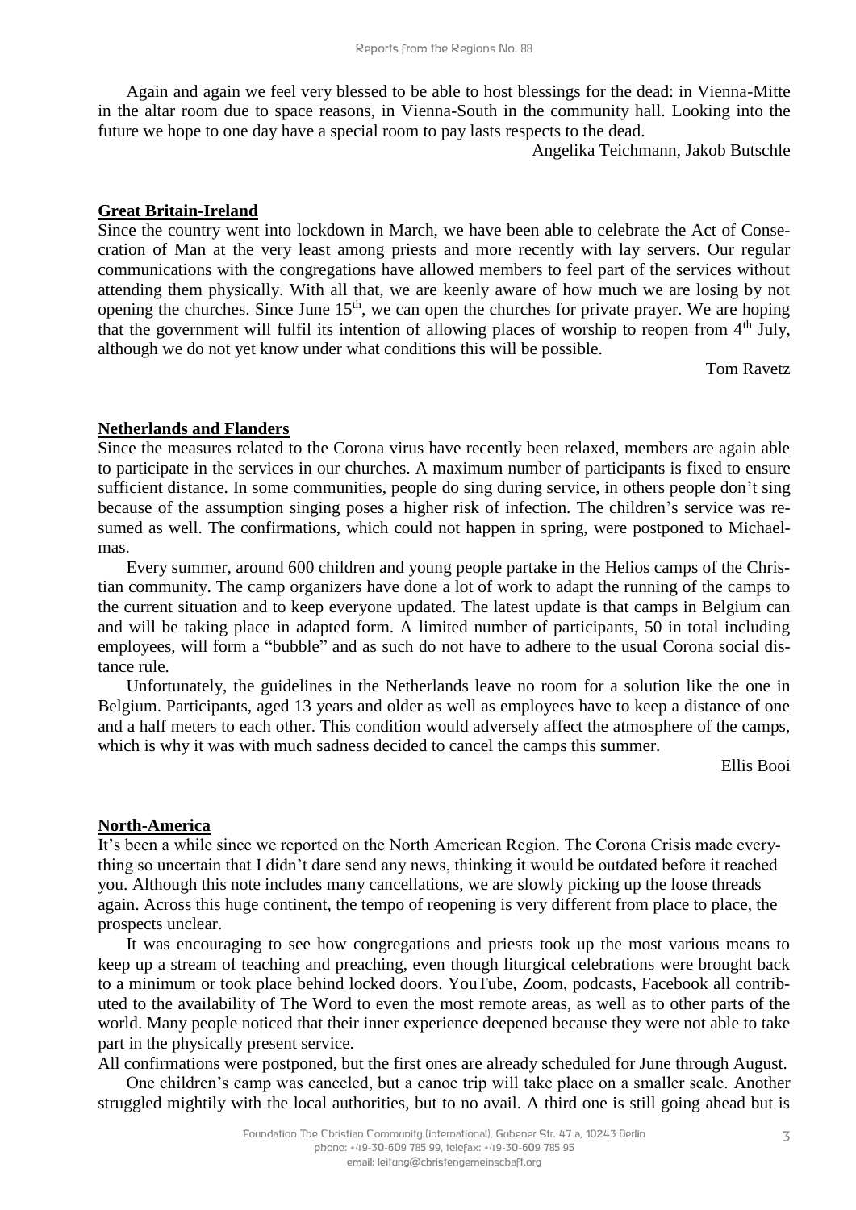Again and again we feel very blessed to be able to host blessings for the dead: in Vienna-Mitte in the altar room due to space reasons, in Vienna-South in the community hall. Looking into the future we hope to one day have a special room to pay lasts respects to the dead.

Angelika Teichmann, Jakob Butschle

## Great Britain-Ireland

Since the country went into lockdown in March, we have been able to celebrate the Act of Consecration of Man at the very least among priests and more recently with lay servers. Our regular communications with the congregations have allowed members to feel part of the services without attending them physically. With all that, we are keenly aware of how much we are losing by not opening the churches. Since June 15th, we can open the churches for private prayer. We are hoping that the government will fulfil its intention of allowing places of worship to reopen from 4th July, although we do not yet know under what conditions this will be possible.

Tom Ravetz

## Netherlands and Flanders

Since the measures related to the Corona virus have recently been relaxed, members are again able to participate in the services in our churches. A maximum number of participants is fixed to ensure sufficient distance. In some communities, people do sing during service, in others people don't sing because of the assumption singing poses a higher risk of infection. The children's service was resumed as well. The confirmations, which could not happen in spring, were postponed to Michaelmas.

Every summer, around 600 children and young people partake in the Helios camps of the Christian community. The camp organizers have done a lot of work to adapt the running of the camps to the current situation and to keep everyone updated. The latest update is that camps in Belgium can and will be taking place in adapted form. A limited number of participants, 50 in total including employees, will form a "bubble" and as such do not have to adhere to the usual Corona social distance rule.

Unfortunately, the guidelines in the Netherlands leave no room for a solution like the one in Belgium. Participants, aged 13 years and older as well as employees have to keep a distance of one and a half meters to each other. This condition would adversely affect the atmosphere of the camps, which is why it was with much sadness decided to cancel the camps this summer.

Ellis Booi

## North-America

It's been a while since we reported on the North American Region. The Corona Crisis made everything so uncertain that I didn't dare send any news, thinking it would be outdated before it reached you. Although this note includes many cancellations, we are slowly picking up the loose threads again. Across this huge continent, the tempo of reopening is very different from place to place, the prospects unclear.

It was encouraging to see how congregations and priests took up the most various means to keep up a stream of teaching and preaching, even though liturgical celebrations were brought back to a minimum or took place behind locked doors. YouTube, Zoom, podcasts, Facebook all contributed to the availability of The Word to even the most remote areas, as well as to other parts of the world. Many people noticed that their inner experience deepened because they were not able to take part in the physically present service.

All confirmations were postponed, but the first ones are already scheduled for June through August.

One children's camp was canceled, but a canoe trip will take place on a smaller scale. Another struggled mightily with the local authorities, but to no avail. A third one is still going ahead but is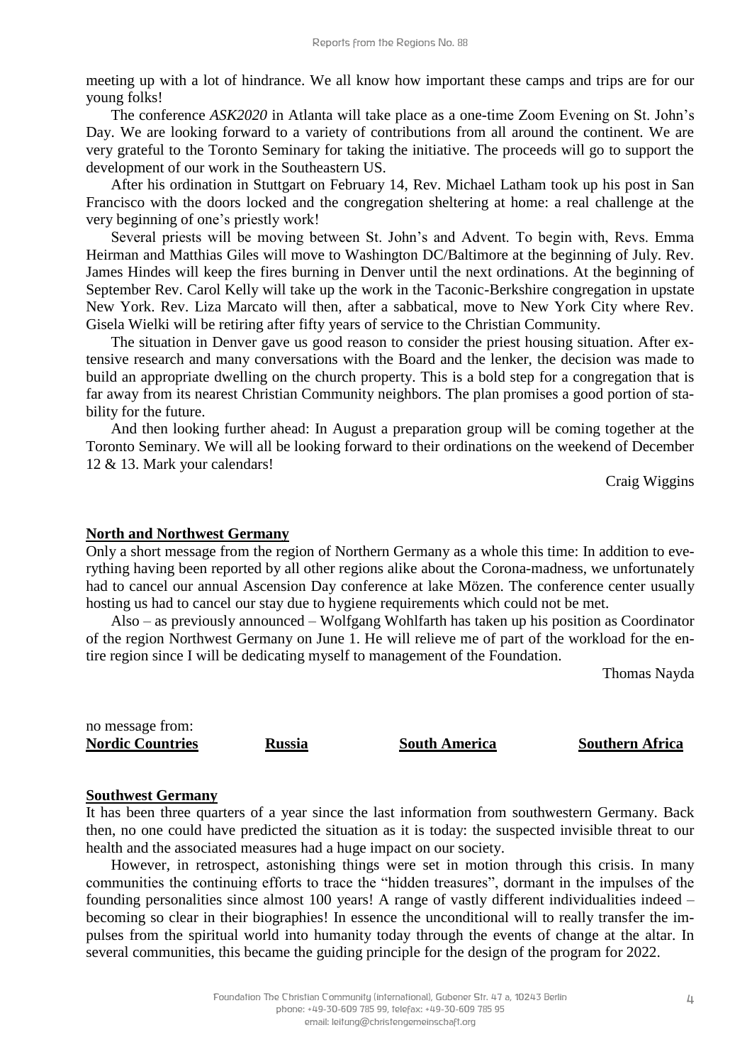meeting up with a lot of hindrance. We all know how important these camps and trips are for our young folks!

The conference *ASK2020* in Atlanta will take place as a one-time Zoom Evening on St. John's Day. We are looking forward to a variety of contributions from all around the continent. We are very grateful to the Toronto Seminary for taking the initiative. The proceeds will go to support the development of our work in the Southeastern US.

After his ordination in Stuttgart on February 14, Rev. Michael Latham took up his post in San Francisco with the doors locked and the congregation sheltering at home: a real challenge at the very beginning of one's priestly work!

Several priests will be moving between St. John's and Advent. To begin with, Revs. Emma Heirman and Matthias Giles will move to Washington DC/Baltimore at the beginning of July. Rev. James Hindes will keep the fires burning in Denver until the next ordinations. At the beginning of September Rev. Carol Kelly will take up the work in the Taconic-Berkshire congregation in upstate New York. Rev. Liza Marcato will then, after a sabbatical, move to New York City where Rev. Gisela Wielki will be retiring after fifty years of service to the Christian Community.

The situation in Denver gave us good reason to consider the priest housing situation. After extensive research and many conversations with the Board and the lenker, the decision was made to build an appropriate dwelling on the church property. This is a bold step for a congregation that is far away from its nearest Christian Community neighbors. The plan promises a good portion of stability for the future.

And then looking further ahead: In August a preparation group will be coming together at the Toronto Seminary. We will all be looking forward to their ordinations on the weekend of December 12 & 13. Mark your calendars!

Craig Wiggins

## North and Northwest Germany

Only a short message from the region of Northern Germany as a whole this time: In addition to everything having been reported by all other regions alike about the Corona-madness, we unfortunately had to cancel our annual Ascension Day conference at lake Mözen. The conference center usually hosting us had to cancel our stay due to hygiene requirements which could not be met.

Also – as previously announced – Wolfgang Wohlfarth has taken up his position as Coordinator of the region Northwest Germany on June 1. He will relieve me of part of the workload for the entire region since I will be dedicating myself to management of the Foundation.

Thomas Nayda

no message from:

**Nordic Countries** **Russia** **South America** **Southern Africa**

## Southwest Germany

It has been three quarters of a year since the last information from southwestern Germany. Back then, no one could have predicted the situation as it is today: the suspected invisible threat to our health and the associated measures had a huge impact on our society.

However, in retrospect, astonishing things were set in motion through this crisis. In many communities the continuing efforts to trace the "hidden treasures", dormant in the impulses of the founding personalities since almost 100 years! A range of vastly different individualities indeed – becoming so clear in their biographies! In essence the unconditional will to really transfer the impulses from the spiritual world into humanity today through the events of change at the altar. In several communities, this became the guiding principle for the design of the program for 2022.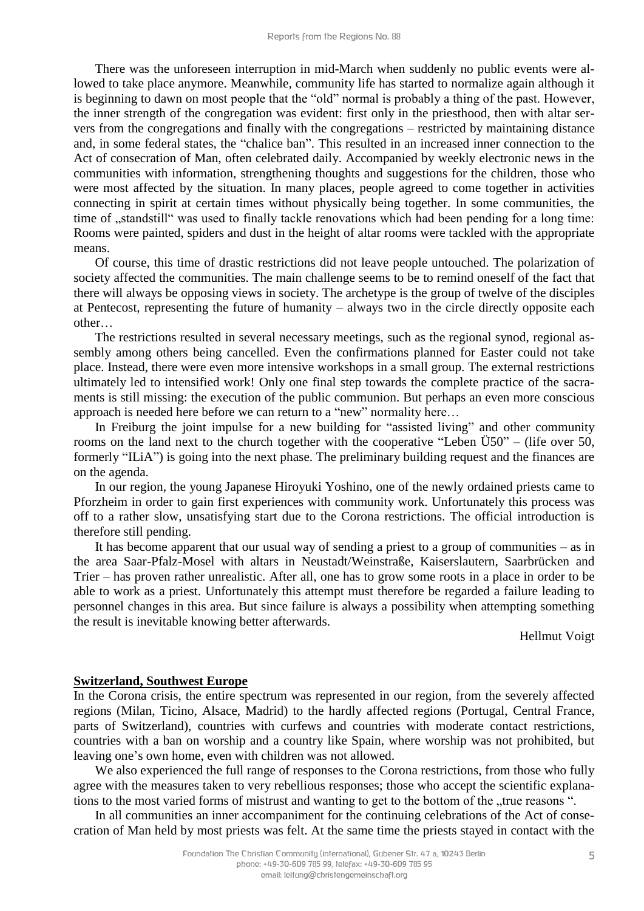There was the unforeseen interruption in mid-March when suddenly no public events were allowed to take place anymore. Meanwhile, community life has started to normalize again although it is beginning to dawn on most people that the "old" normal is probably a thing of the past. However, the inner strength of the congregation was evident: first only in the priesthood, then with altar servers from the congregations and finally with the congregations – restricted by maintaining distance and, in some federal states, the "chalice ban". This resulted in an increased inner connection to the Act of consecration of Man, often celebrated daily. Accompanied by weekly electronic news in the communities with information, strengthening thoughts and suggestions for the children, those who were most affected by the situation. In many places, people agreed to come together in activities connecting in spirit at certain times without physically being together. In some communities, the time of „standstill" was used to finally tackle renovations which had been pending for a long time: Rooms were painted, spiders and dust in the height of altar rooms were tackled with the appropriate means.

Of course, this time of drastic restrictions did not leave people untouched. The polarization of society affected the communities. The main challenge seems to be to remind oneself of the fact that there will always be opposing views in society. The archetype is the group of twelve of the disciples at Pentecost, representing the future of humanity – always two in the circle directly opposite each other…

The restrictions resulted in several necessary meetings, such as the regional synod, regional assembly among others being cancelled. Even the confirmations planned for Easter could not take place. Instead, there were even more intensive workshops in a small group. The external restrictions ultimately led to intensified work! Only one final step towards the complete practice of the sacraments is still missing: the execution of the public communion. But perhaps an even more conscious approach is needed here before we can return to a "new" normality here…

In Freiburg the joint impulse for a new building for "assisted living" and other community rooms on the land next to the church together with the cooperative "Leben Ü50" – (life over 50, formerly "ILiA") is going into the next phase. The preliminary building request and the finances are on the agenda.

In our region, the young Japanese Hiroyuki Yoshino, one of the newly ordained priests came to Pforzheim in order to gain first experiences with community work. Unfortunately this process was off to a rather slow, unsatisfying start due to the Corona restrictions. The official introduction is therefore still pending.

It has become apparent that our usual way of sending a priest to a group of communities – as in the area Saar-Pfalz-Mosel with altars in Neustadt/Weinstraße, Kaiserslautern, Saarbrücken and Trier – has proven rather unrealistic. After all, one has to grow some roots in a place in order to be able to work as a priest. Unfortunately this attempt must therefore be regarded a failure leading to personnel changes in this area. But since failure is always a possibility when attempting something the result is inevitable knowing better afterwards.

Hellmut Voigt

## Switzerland, Southwest Europe

In the Corona crisis, the entire spectrum was represented in our region, from the severely affected regions (Milan, Ticino, Alsace, Madrid) to the hardly affected regions (Portugal, Central France, parts of Switzerland), countries with curfews and countries with moderate contact restrictions, countries with a ban on worship and a country like Spain, where worship was not prohibited, but leaving one's own home, even with children was not allowed.

We also experienced the full range of responses to the Corona restrictions, from those who fully agree with the measures taken to very rebellious responses; those who accept the scientific explanations to the most varied forms of mistrust and wanting to get to the bottom of the „true reasons ".

In all communities an inner accompaniment for the continuing celebrations of the Act of consecration of Man held by most priests was felt. At the same time the priests stayed in contact with the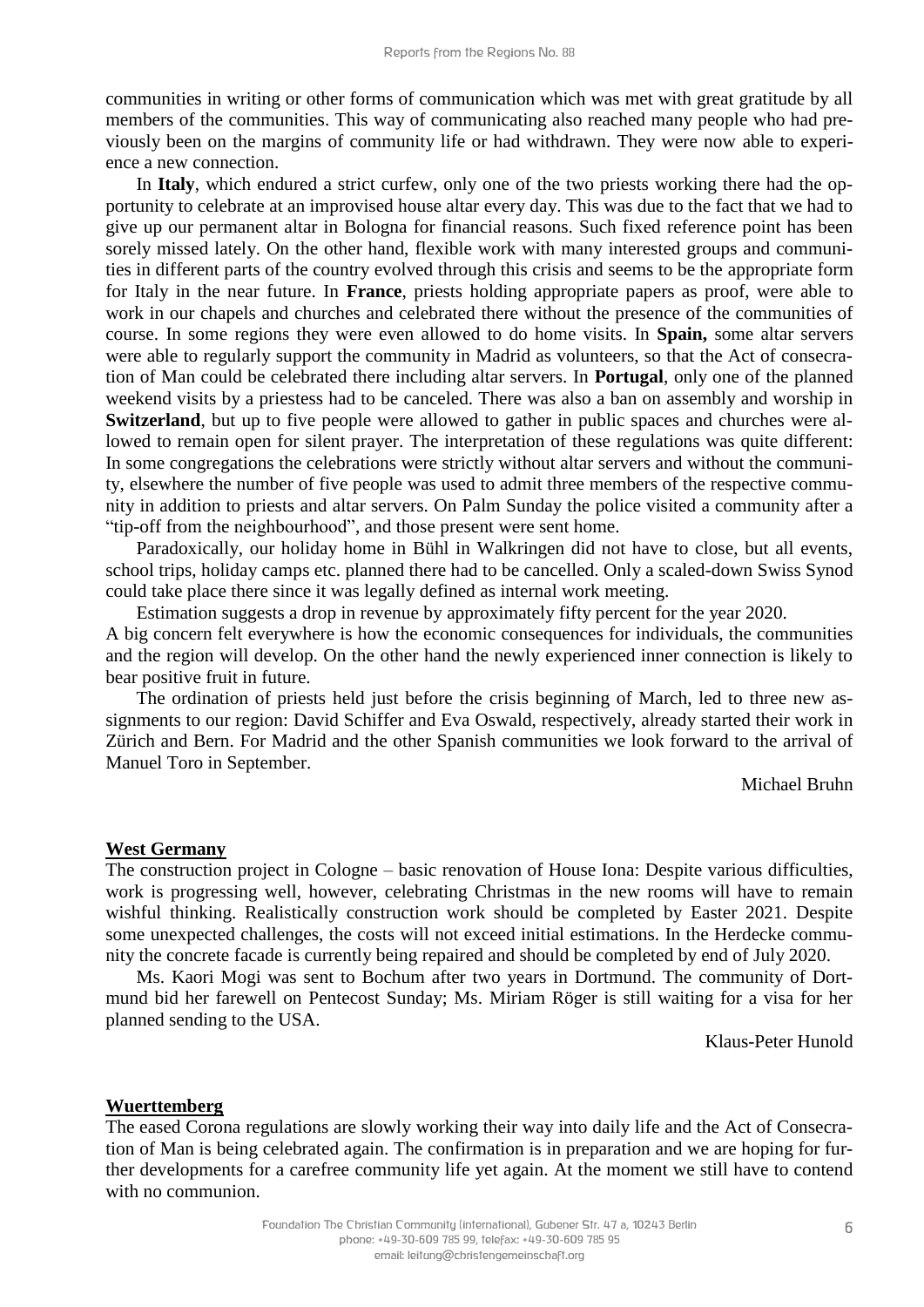communities in writing or other forms of communication which was met with great gratitude by all members of the communities. This way of communicating also reached many people who had previously been on the margins of community life or had withdrawn. They were now able to experience a new connection.

In **Italy**, which endured a strict curfew, only one of the two priests working there had the opportunity to celebrate at an improvised house altar every day. This was due to the fact that we had to give up our permanent altar in Bologna for financial reasons. Such fixed reference point has been sorely missed lately. On the other hand, flexible work with many interested groups and communities in different parts of the country evolved through this crisis and seems to be the appropriate form for Italy in the near future. In **France**, priests holding appropriate papers as proof, were able to work in our chapels and churches and celebrated there without the presence of the communities of course. In some regions they were even allowed to do home visits. In **Spain,** some altar servers were able to regularly support the community in Madrid as volunteers, so that the Act of consecration of Man could be celebrated there including altar servers. In **Portugal**, only one of the planned weekend visits by a priestess had to be canceled. There was also a ban on assembly and worship in **Switzerland**, but up to five people were allowed to gather in public spaces and churches were allowed to remain open for silent prayer. The interpretation of these regulations was quite different: In some congregations the celebrations were strictly without altar servers and without the community, elsewhere the number of five people was used to admit three members of the respective community in addition to priests and altar servers. On Palm Sunday the police visited a community after a "tip-off from the neighbourhood", and those present were sent home.

Paradoxically, our holiday home in Bühl in Walkringen did not have to close, but all events, school trips, holiday camps etc. planned there had to be cancelled. Only a scaled-down Swiss Synod could take place there since it was legally defined as internal work meeting.

Estimation suggests a drop in revenue by approximately fifty percent for the year 2020.
A big concern felt everywhere is how the economic consequences for individuals, the communities and the region will develop. On the other hand the newly experienced inner connection is likely to bear positive fruit in future.

The ordination of priests held just before the crisis beginning of March, led to three new assignments to our region: David Schiffer and Eva Oswald, respectively, already started their work in Zürich and Bern. For Madrid and the other Spanish communities we look forward to the arrival of Manuel Toro in September.

Michael Bruhn

## West Germany

The construction project in Cologne – basic renovation of House Iona: Despite various difficulties, work is progressing well, however, celebrating Christmas in the new rooms will have to remain wishful thinking. Realistically construction work should be completed by Easter 2021. Despite some unexpected challenges, the costs will not exceed initial estimations. In the Herdecke community the concrete facade is currently being repaired and should be completed by end of July 2020.

Ms. Kaori Mogi was sent to Bochum after two years in Dortmund. The community of Dortmund bid her farewell on Pentecost Sunday; Ms. Miriam Röger is still waiting for a visa for her planned sending to the USA.

Klaus-Peter Hunold

## Wuerttemberg

The eased Corona regulations are slowly working their way into daily life and the Act of Consecration of Man is being celebrated again. The confirmation is in preparation and we are hoping for further developments for a carefree community life yet again. At the moment we still have to contend with no communion.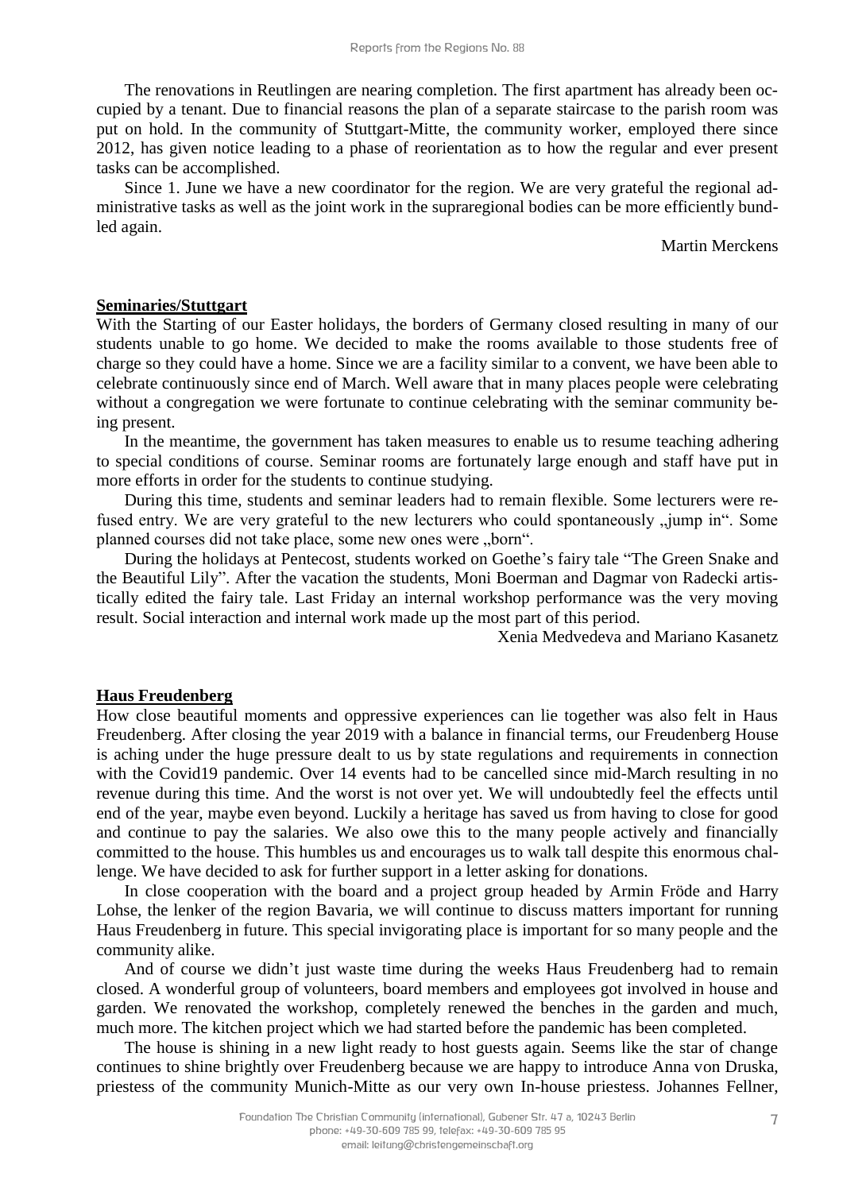The renovations in Reutlingen are nearing completion. The first apartment has already been occupied by a tenant. Due to financial reasons the plan of a separate staircase to the parish room was put on hold. In the community of Stuttgart-Mitte, the community worker, employed there since 2012, has given notice leading to a phase of reorientation as to how the regular and ever present tasks can be accomplished.

Since 1. June we have a new coordinator for the region. We are very grateful the regional administrative tasks as well as the joint work in the supraregional bodies can be more efficiently bundled again.

Martin Merckens

## Seminaries/Stuttgart

With the Starting of our Easter holidays, the borders of Germany closed resulting in many of our students unable to go home. We decided to make the rooms available to those students free of charge so they could have a home. Since we are a facility similar to a convent, we have been able to celebrate continuously since end of March. Well aware that in many places people were celebrating without a congregation we were fortunate to continue celebrating with the seminar community being present.

In the meantime, the government has taken measures to enable us to resume teaching adhering to special conditions of course. Seminar rooms are fortunately large enough and staff have put in more efforts in order for the students to continue studying.

During this time, students and seminar leaders had to remain flexible. Some lecturers were refused entry. We are very grateful to the new lecturers who could spontaneously „jump in". Some planned courses did not take place, some new ones were „born".

During the holidays at Pentecost, students worked on Goethe's fairy tale "The Green Snake and the Beautiful Lily". After the vacation the students, Moni Boerman and Dagmar von Radecki artistically edited the fairy tale. Last Friday an internal workshop performance was the very moving result. Social interaction and internal work made up the most part of this period.

Xenia Medvedeva and Mariano Kasanetz

## Haus Freudenberg

How close beautiful moments and oppressive experiences can lie together was also felt in Haus Freudenberg. After closing the year 2019 with a balance in financial terms, our Freudenberg House is aching under the huge pressure dealt to us by state regulations and requirements in connection with the Covid19 pandemic. Over 14 events had to be cancelled since mid-March resulting in no revenue during this time. And the worst is not over yet. We will undoubtedly feel the effects until end of the year, maybe even beyond. Luckily a heritage has saved us from having to close for good and continue to pay the salaries. We also owe this to the many people actively and financially committed to the house. This humbles us and encourages us to walk tall despite this enormous challenge. We have decided to ask for further support in a letter asking for donations.

In close cooperation with the board and a project group headed by Armin Fröde and Harry Lohse, the lenker of the region Bavaria, we will continue to discuss matters important for running Haus Freudenberg in future. This special invigorating place is important for so many people and the community alike.

And of course we didn't just waste time during the weeks Haus Freudenberg had to remain closed. A wonderful group of volunteers, board members and employees got involved in house and garden. We renovated the workshop, completely renewed the benches in the garden and much, much more. The kitchen project which we had started before the pandemic has been completed.

The house is shining in a new light ready to host guests again. Seems like the star of change continues to shine brightly over Freudenberg because we are happy to introduce Anna von Druska, priestess of the community Munich-Mitte as our very own In-house priestess. Johannes Fellner,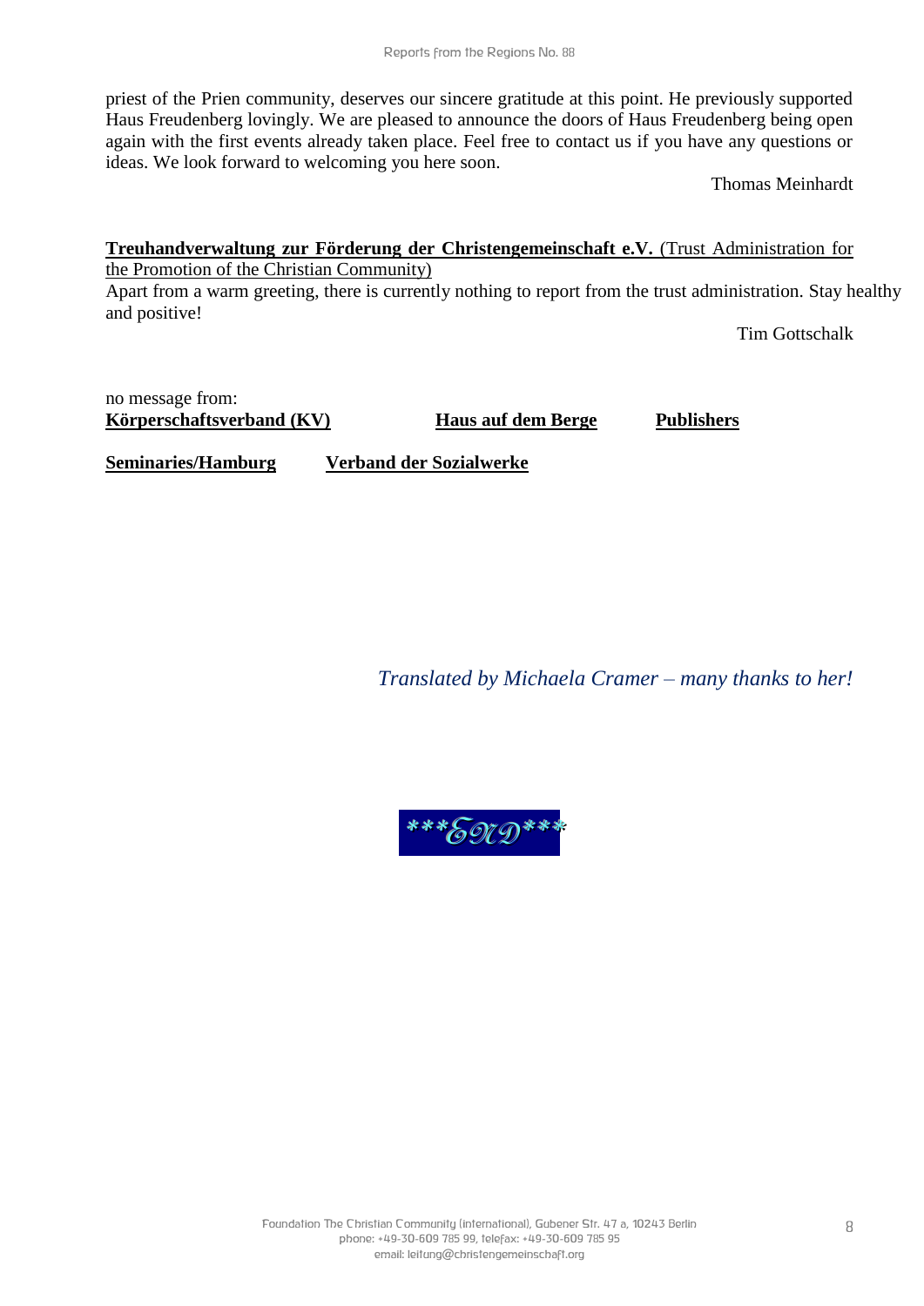priest of the Prien community, deserves our sincere gratitude at this point. He previously supported Haus Freudenberg lovingly. We are pleased to announce the doors of Haus Freudenberg being open again with the first events already taken place. Feel free to contact us if you have any questions or ideas. We look forward to welcoming you here soon.

Thomas Meinhardt

**Treuhandverwaltung zur Förderung der Christengemeinschaft e.V.** (Trust Administration for the Promotion of the Christian Community)

Apart from a warm greeting, there is currently nothing to report from the trust administration. Stay healthy and positive!

Tim Gottschalk

no message from:

**Körperschaftsverband (KV)** **Haus auf dem Berge** **Publishers**

**Seminaries/Hamburg** **Verband der Sozialwerke**

*Translated by Michaela Cramer – many thanks to her!*

\*\*\*END\*\*\*